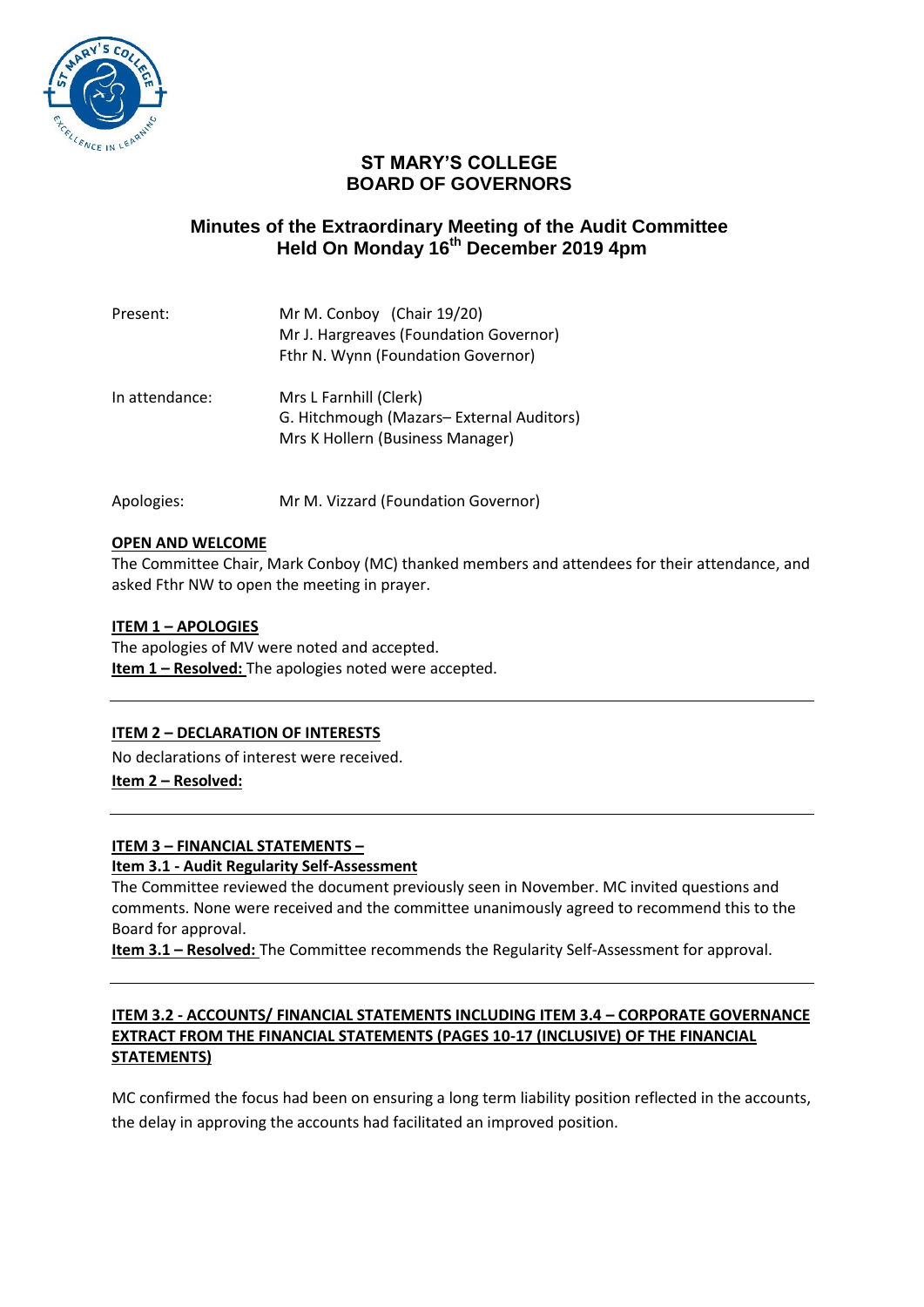# ST MARY'S COLLEGE
# BOARD OF GOVERNORS

## Minutes of the Extraordinary Meeting of the Audit Committee Held On Monday 16th December 2019 4pm

| | |
|---|---|
| Present: | Mr M. Conboy (Chair 19/20)<br>Mr J. Hargreaves (Foundation Governor)<br>Fthr N. Wynn (Foundation Governor) |
| In attendance: | Mrs L Farnhill (Clerk)<br>G. Hitchmough (Mazars– External Auditors)<br>Mrs K Hollern (Business Manager) |
| Apologies: | Mr M. Vizzard (Foundation Governor) |

**OPEN AND WELCOME**

The Committee Chair, Mark Conboy (MC) thanked members and attendees for their attendance, and asked Fthr NW to open the meeting in prayer.

**ITEM 1 – APOLOGIES**

The apologies of MV were noted and accepted.

**Item 1 – Resolved:** The apologies noted were accepted.

---

**ITEM 2 – DECLARATION OF INTERESTS**

No declarations of interest were received.

**Item 2 – Resolved:**

---

**ITEM 3 – FINANCIAL STATEMENTS –**

**Item 3.1 - Audit Regularity Self-Assessment**

The Committee reviewed the document previously seen in November. MC invited questions and comments. None were received and the committee unanimously agreed to recommend this to the Board for approval.

**Item 3.1 – Resolved:** The Committee recommends the Regularity Self-Assessment for approval.

---

**ITEM 3.2 - ACCOUNTS/ FINANCIAL STATEMENTS INCLUDING ITEM 3.4 – CORPORATE GOVERNANCE EXTRACT FROM THE FINANCIAL STATEMENTS (PAGES 10-17 (INCLUSIVE) OF THE FINANCIAL STATEMENTS)**

MC confirmed the focus had been on ensuring a long term liability position reflected in the accounts, the delay in approving the accounts had facilitated an improved position.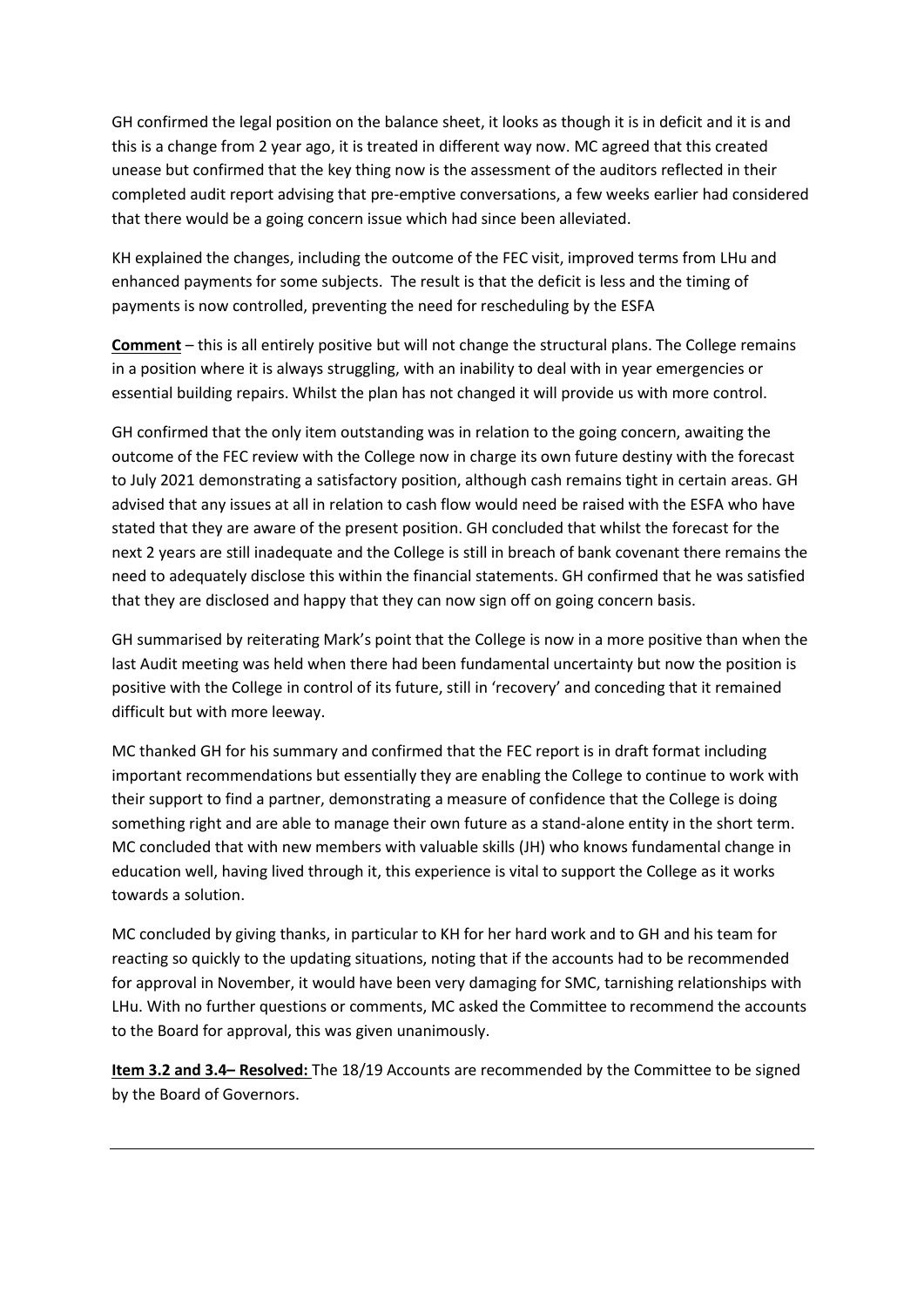GH confirmed the legal position on the balance sheet, it looks as though it is in deficit and it is and this is a change from 2 year ago, it is treated in different way now. MC agreed that this created unease but confirmed that the key thing now is the assessment of the auditors reflected in their completed audit report advising that pre-emptive conversations, a few weeks earlier had considered that there would be a going concern issue which had since been alleviated.

KH explained the changes, including the outcome of the FEC visit, improved terms from LHu and enhanced payments for some subjects. The result is that the deficit is less and the timing of payments is now controlled, preventing the need for rescheduling by the ESFA

**Comment** – this is all entirely positive but will not change the structural plans. The College remains in a position where it is always struggling, with an inability to deal with in year emergencies or essential building repairs. Whilst the plan has not changed it will provide us with more control.

GH confirmed that the only item outstanding was in relation to the going concern, awaiting the outcome of the FEC review with the College now in charge its own future destiny with the forecast to July 2021 demonstrating a satisfactory position, although cash remains tight in certain areas. GH advised that any issues at all in relation to cash flow would need be raised with the ESFA who have stated that they are aware of the present position. GH concluded that whilst the forecast for the next 2 years are still inadequate and the College is still in breach of bank covenant there remains the need to adequately disclose this within the financial statements. GH confirmed that he was satisfied that they are disclosed and happy that they can now sign off on going concern basis.

GH summarised by reiterating Mark's point that the College is now in a more positive than when the last Audit meeting was held when there had been fundamental uncertainty but now the position is positive with the College in control of its future, still in 'recovery' and conceding that it remained difficult but with more leeway.

MC thanked GH for his summary and confirmed that the FEC report is in draft format including important recommendations but essentially they are enabling the College to continue to work with their support to find a partner, demonstrating a measure of confidence that the College is doing something right and are able to manage their own future as a stand-alone entity in the short term. MC concluded that with new members with valuable skills (JH) who knows fundamental change in education well, having lived through it, this experience is vital to support the College as it works towards a solution.

MC concluded by giving thanks, in particular to KH for her hard work and to GH and his team for reacting so quickly to the updating situations, noting that if the accounts had to be recommended for approval in November, it would have been very damaging for SMC, tarnishing relationships with LHu. With no further questions or comments, MC asked the Committee to recommend the accounts to the Board for approval, this was given unanimously.

**Item 3.2 and 3.4– Resolved:** The 18/19 Accounts are recommended by the Committee to be signed by the Board of Governors.

---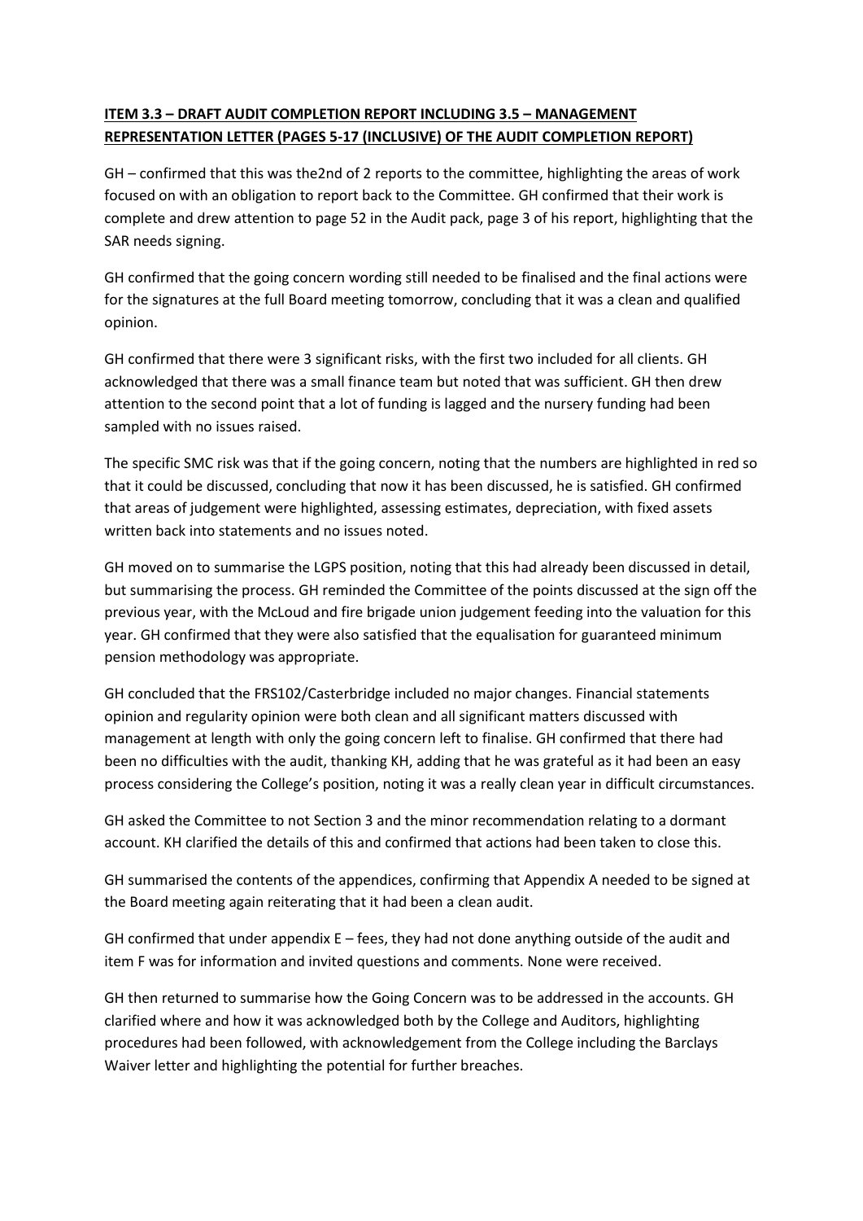**ITEM 3.3 – DRAFT AUDIT COMPLETION REPORT INCLUDING 3.5 – MANAGEMENT REPRESENTATION LETTER (PAGES 5-17 (INCLUSIVE) OF THE AUDIT COMPLETION REPORT)**

GH – confirmed that this was the2nd of 2 reports to the committee, highlighting the areas of work focused on with an obligation to report back to the Committee. GH confirmed that their work is complete and drew attention to page 52 in the Audit pack, page 3 of his report, highlighting that the SAR needs signing.

GH confirmed that the going concern wording still needed to be finalised and the final actions were for the signatures at the full Board meeting tomorrow, concluding that it was a clean and qualified opinion.

GH confirmed that there were 3 significant risks, with the first two included for all clients. GH acknowledged that there was a small finance team but noted that was sufficient. GH then drew attention to the second point that a lot of funding is lagged and the nursery funding had been sampled with no issues raised.

The specific SMC risk was that if the going concern, noting that the numbers are highlighted in red so that it could be discussed, concluding that now it has been discussed, he is satisfied. GH confirmed that areas of judgement were highlighted, assessing estimates, depreciation, with fixed assets written back into statements and no issues noted.

GH moved on to summarise the LGPS position, noting that this had already been discussed in detail, but summarising the process. GH reminded the Committee of the points discussed at the sign off the previous year, with the McLoud and fire brigade union judgement feeding into the valuation for this year. GH confirmed that they were also satisfied that the equalisation for guaranteed minimum pension methodology was appropriate.

GH concluded that the FRS102/Casterbridge included no major changes. Financial statements opinion and regularity opinion were both clean and all significant matters discussed with management at length with only the going concern left to finalise. GH confirmed that there had been no difficulties with the audit, thanking KH, adding that he was grateful as it had been an easy process considering the College's position, noting it was a really clean year in difficult circumstances.

GH asked the Committee to not Section 3 and the minor recommendation relating to a dormant account. KH clarified the details of this and confirmed that actions had been taken to close this.

GH summarised the contents of the appendices, confirming that Appendix A needed to be signed at the Board meeting again reiterating that it had been a clean audit.

GH confirmed that under appendix E – fees, they had not done anything outside of the audit and item F was for information and invited questions and comments. None were received.

GH then returned to summarise how the Going Concern was to be addressed in the accounts. GH clarified where and how it was acknowledged both by the College and Auditors, highlighting procedures had been followed, with acknowledgement from the College including the Barclays Waiver letter and highlighting the potential for further breaches.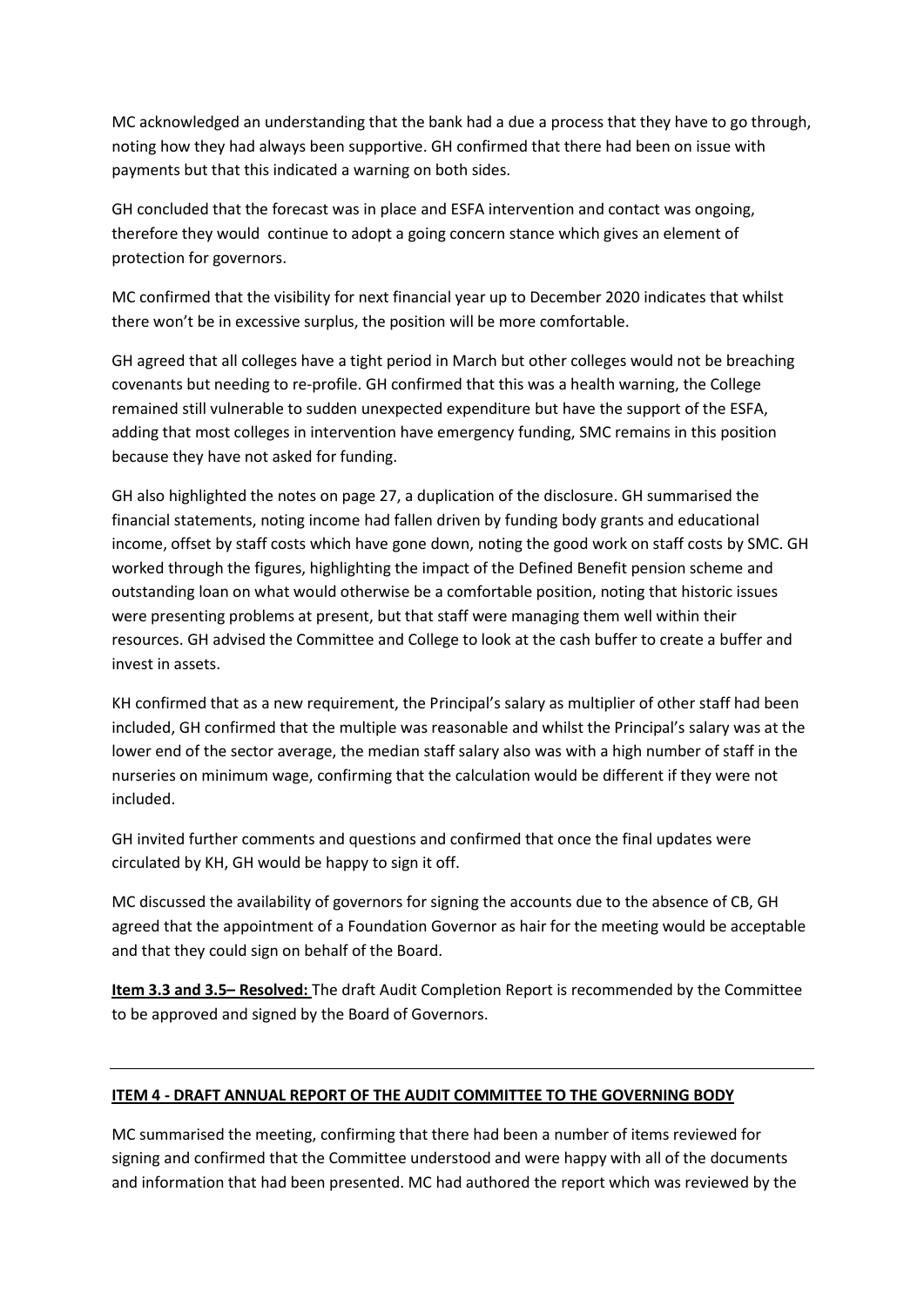MC acknowledged an understanding that the bank had a due a process that they have to go through, noting how they had always been supportive. GH confirmed that there had been on issue with payments but that this indicated a warning on both sides.

GH concluded that the forecast was in place and ESFA intervention and contact was ongoing, therefore they would  continue to adopt a going concern stance which gives an element of protection for governors.

MC confirmed that the visibility for next financial year up to December 2020 indicates that whilst there won't be in excessive surplus, the position will be more comfortable.

GH agreed that all colleges have a tight period in March but other colleges would not be breaching covenants but needing to re-profile. GH confirmed that this was a health warning, the College remained still vulnerable to sudden unexpected expenditure but have the support of the ESFA, adding that most colleges in intervention have emergency funding, SMC remains in this position because they have not asked for funding.

GH also highlighted the notes on page 27, a duplication of the disclosure. GH summarised the financial statements, noting income had fallen driven by funding body grants and educational income, offset by staff costs which have gone down, noting the good work on staff costs by SMC. GH worked through the figures, highlighting the impact of the Defined Benefit pension scheme and outstanding loan on what would otherwise be a comfortable position, noting that historic issues were presenting problems at present, but that staff were managing them well within their resources. GH advised the Committee and College to look at the cash buffer to create a buffer and invest in assets.

KH confirmed that as a new requirement, the Principal's salary as multiplier of other staff had been included, GH confirmed that the multiple was reasonable and whilst the Principal's salary was at the lower end of the sector average, the median staff salary also was with a high number of staff in the nurseries on minimum wage, confirming that the calculation would be different if they were not included.

GH invited further comments and questions and confirmed that once the final updates were circulated by KH, GH would be happy to sign it off.

MC discussed the availability of governors for signing the accounts due to the absence of CB, GH agreed that the appointment of a Foundation Governor as hair for the meeting would be acceptable and that they could sign on behalf of the Board.

**Item 3.3 and 3.5– Resolved:** The draft Audit Completion Report is recommended by the Committee to be approved and signed by the Board of Governors.

---

**ITEM 4 - DRAFT ANNUAL REPORT OF THE AUDIT COMMITTEE TO THE GOVERNING BODY**

MC summarised the meeting, confirming that there had been a number of items reviewed for signing and confirmed that the Committee understood and were happy with all of the documents and information that had been presented. MC had authored the report which was reviewed by the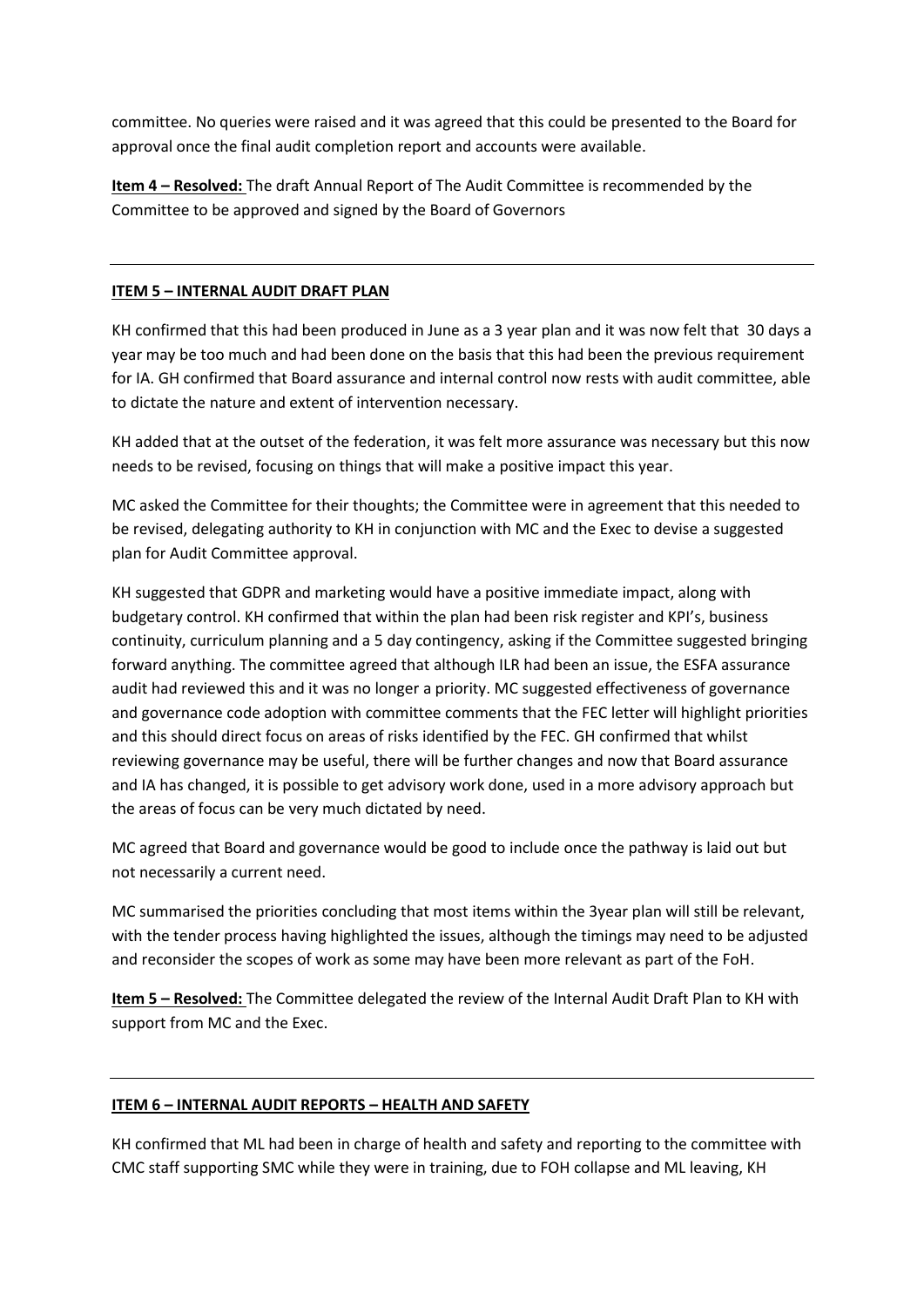committee. No queries were raised and it was agreed that this could be presented to the Board for approval once the final audit completion report and accounts were available.

**Item 4 – Resolved:** The draft Annual Report of The Audit Committee is recommended by the Committee to be approved and signed by the Board of Governors

---

**ITEM 5 – INTERNAL AUDIT DRAFT PLAN**

KH confirmed that this had been produced in June as a 3 year plan and it was now felt that 30 days a year may be too much and had been done on the basis that this had been the previous requirement for IA. GH confirmed that Board assurance and internal control now rests with audit committee, able to dictate the nature and extent of intervention necessary.

KH added that at the outset of the federation, it was felt more assurance was necessary but this now needs to be revised, focusing on things that will make a positive impact this year.

MC asked the Committee for their thoughts; the Committee were in agreement that this needed to be revised, delegating authority to KH in conjunction with MC and the Exec to devise a suggested plan for Audit Committee approval.

KH suggested that GDPR and marketing would have a positive immediate impact, along with budgetary control. KH confirmed that within the plan had been risk register and KPI's, business continuity, curriculum planning and a 5 day contingency, asking if the Committee suggested bringing forward anything. The committee agreed that although ILR had been an issue, the ESFA assurance audit had reviewed this and it was no longer a priority. MC suggested effectiveness of governance and governance code adoption with committee comments that the FEC letter will highlight priorities and this should direct focus on areas of risks identified by the FEC. GH confirmed that whilst reviewing governance may be useful, there will be further changes and now that Board assurance and IA has changed, it is possible to get advisory work done, used in a more advisory approach but the areas of focus can be very much dictated by need.

MC agreed that Board and governance would be good to include once the pathway is laid out but not necessarily a current need.

MC summarised the priorities concluding that most items within the 3year plan will still be relevant, with the tender process having highlighted the issues, although the timings may need to be adjusted and reconsider the scopes of work as some may have been more relevant as part of the FoH.

**Item 5 – Resolved:** The Committee delegated the review of the Internal Audit Draft Plan to KH with support from MC and the Exec.

---

**ITEM 6 – INTERNAL AUDIT REPORTS – HEALTH AND SAFETY**

KH confirmed that ML had been in charge of health and safety and reporting to the committee with CMC staff supporting SMC while they were in training, due to FOH collapse and ML leaving, KH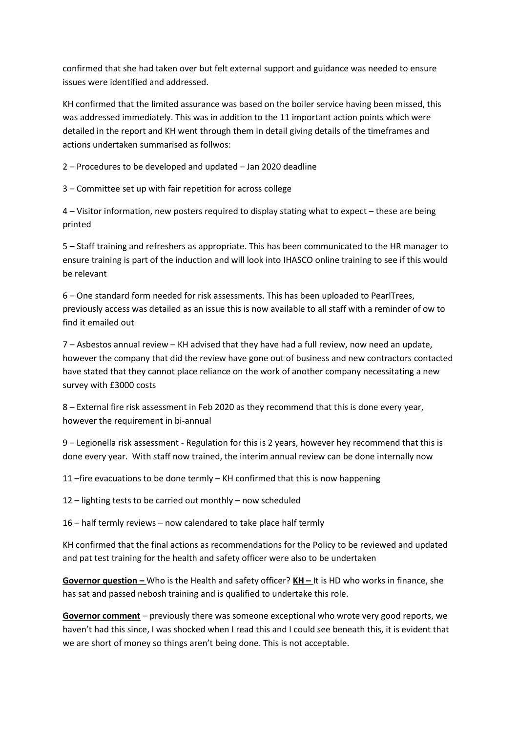confirmed that she had taken over but felt external support and guidance was needed to ensure issues were identified and addressed.

KH confirmed that the limited assurance was based on the boiler service having been missed, this was addressed immediately. This was in addition to the 11 important action points which were detailed in the report and KH went through them in detail giving details of the timeframes and actions undertaken summarised as follwos:

2 – Procedures to be developed and updated – Jan 2020 deadline

3 – Committee set up with fair repetition for across college

4 – Visitor information, new posters required to display stating what to expect – these are being printed

5 – Staff training and refreshers as appropriate. This has been communicated to the HR manager to ensure training is part of the induction and will look into IHASCO online training to see if this would be relevant

6 – One standard form needed for risk assessments. This has been uploaded to PearlTrees, previously access was detailed as an issue this is now available to all staff with a reminder of ow to find it emailed out

7 – Asbestos annual review – KH advised that they have had a full review, now need an update, however the company that did the review have gone out of business and new contractors contacted have stated that they cannot place reliance on the work of another company necessitating a new survey with £3000 costs

8 – External fire risk assessment in Feb 2020 as they recommend that this is done every year, however the requirement in bi-annual

9 – Legionella risk assessment - Regulation for this is 2 years, however hey recommend that this is done every year. With staff now trained, the interim annual review can be done internally now

11 –fire evacuations to be done termly – KH confirmed that this is now happening

12 – lighting tests to be carried out monthly – now scheduled

16 – half termly reviews – now calendared to take place half termly

KH confirmed that the final actions as recommendations for the Policy to be reviewed and updated and pat test training for the health and safety officer were also to be undertaken

**Governor question –** Who is the Health and safety officer? **KH –** It is HD who works in finance, she has sat and passed nebosh training and is qualified to undertake this role.

**Governor comment** – previously there was someone exceptional who wrote very good reports, we haven't had this since, I was shocked when I read this and I could see beneath this, it is evident that we are short of money so things aren't being done. This is not acceptable.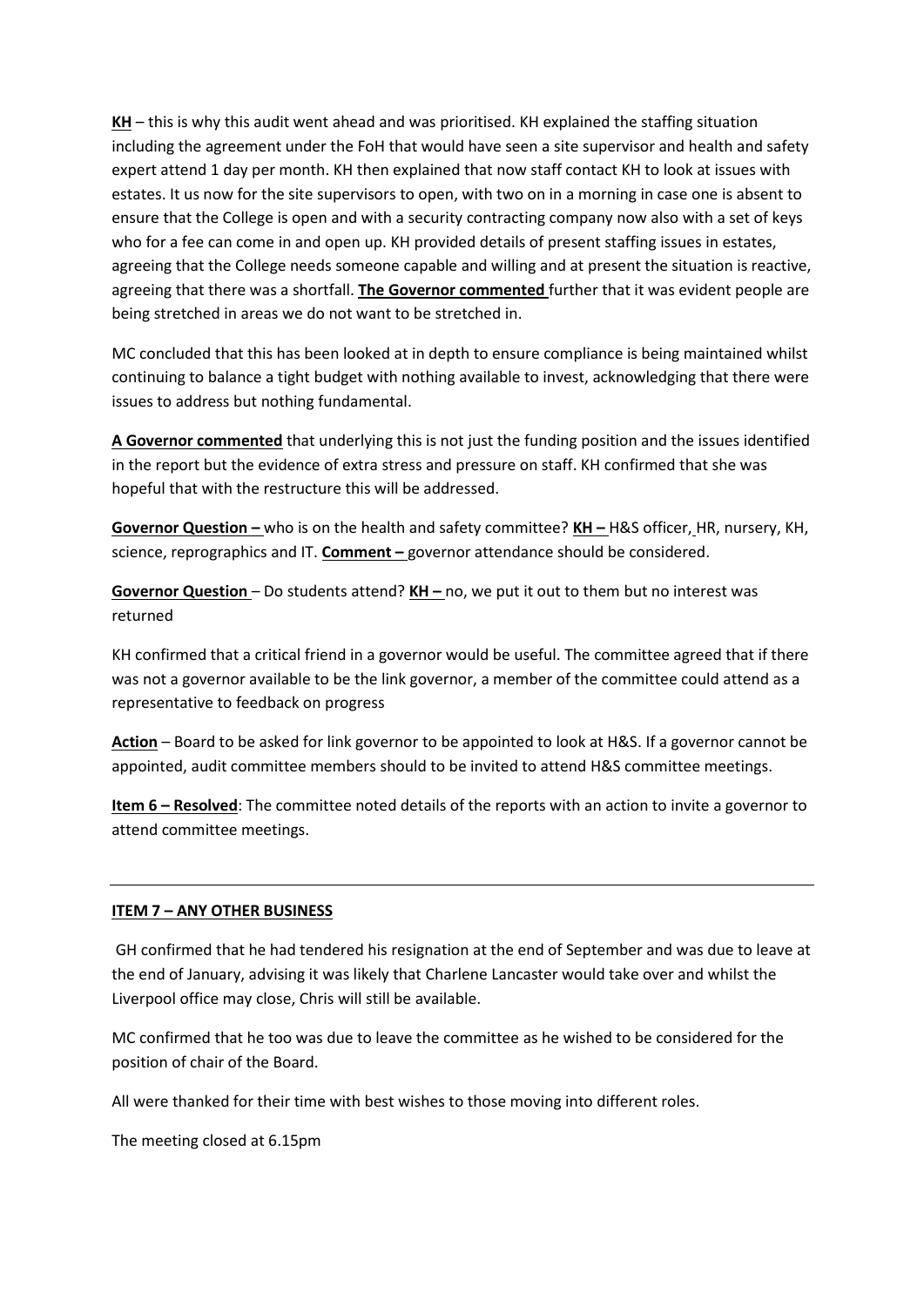**KH** – this is why this audit went ahead and was prioritised. KH explained the staffing situation including the agreement under the FoH that would have seen a site supervisor and health and safety expert attend 1 day per month. KH then explained that now staff contact KH to look at issues with estates. It us now for the site supervisors to open, with two on in a morning in case one is absent to ensure that the College is open and with a security contracting company now also with a set of keys who for a fee can come in and open up. KH provided details of present staffing issues in estates, agreeing that the College needs someone capable and willing and at present the situation is reactive, agreeing that there was a shortfall. **The Governor commented** further that it was evident people are being stretched in areas we do not want to be stretched in.

MC concluded that this has been looked at in depth to ensure compliance is being maintained whilst continuing to balance a tight budget with nothing available to invest, acknowledging that there were issues to address but nothing fundamental.

**A Governor commented** that underlying this is not just the funding position and the issues identified in the report but the evidence of extra stress and pressure on staff. KH confirmed that she was hopeful that with the restructure this will be addressed.

**Governor Question –** who is on the health and safety committee? **KH –** H&S officer, HR, nursery, KH, science, reprographics and IT. **Comment –** governor attendance should be considered.

**Governor Question** – Do students attend? **KH –** no, we put it out to them but no interest was returned

KH confirmed that a critical friend in a governor would be useful. The committee agreed that if there was not a governor available to be the link governor, a member of the committee could attend as a representative to feedback on progress

**Action** – Board to be asked for link governor to be appointed to look at H&S. If a governor cannot be appointed, audit committee members should to be invited to attend H&S committee meetings.

**Item 6 – Resolved**: The committee noted details of the reports with an action to invite a governor to attend committee meetings.

---

## ITEM 7 – ANY OTHER BUSINESS

GH confirmed that he had tendered his resignation at the end of September and was due to leave at the end of January, advising it was likely that Charlene Lancaster would take over and whilst the Liverpool office may close, Chris will still be available.

MC confirmed that he too was due to leave the committee as he wished to be considered for the position of chair of the Board.

All were thanked for their time with best wishes to those moving into different roles.

The meeting closed at 6.15pm